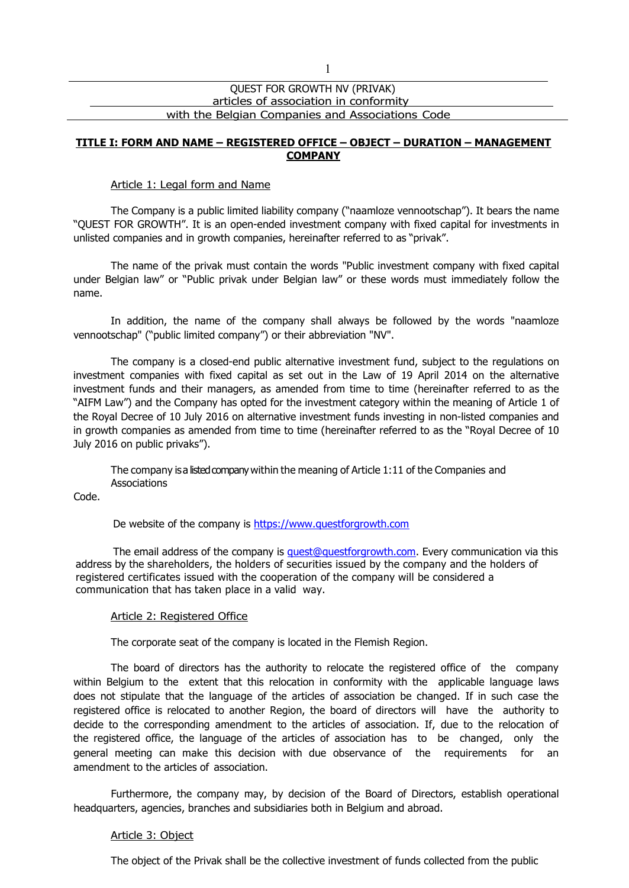QUEST FOR GROWTH NV (PRIVAK)
articles of association in conformity
with the Belgian Companies and Associations Code

## TITLE I: FORM AND NAME – REGISTERED OFFICE – OBJECT – DURATION – MANAGEMENT COMPANY

### Article 1: Legal form and Name

The Company is a public limited liability company ("naamloze vennootschap"). It bears the name "QUEST FOR GROWTH". It is an open-ended investment company with fixed capital for investments in unlisted companies and in growth companies, hereinafter referred to as "privak".

The name of the privak must contain the words "Public investment company with fixed capital under Belgian law" or "Public privak under Belgian law" or these words must immediately follow the name.

In addition, the name of the company shall always be followed by the words "naamloze vennootschap" ("public limited company") or their abbreviation "NV".

The company is a closed-end public alternative investment fund, subject to the regulations on investment companies with fixed capital as set out in the Law of 19 April 2014 on the alternative investment funds and their managers, as amended from time to time (hereinafter referred to as the "AIFM Law") and the Company has opted for the investment category within the meaning of Article 1 of the Royal Decree of 10 July 2016 on alternative investment funds investing in non-listed companies and in growth companies as amended from time to time (hereinafter referred to as the "Royal Decree of 10 July 2016 on public privaks").

The company is a listed company within the meaning of Article 1:11 of the Companies and Associations Code.

De website of the company is https://www.questforgrowth.com

The email address of the company is quest@questforgrowth.com. Every communication via this address by the shareholders, the holders of securities issued by the company and the holders of registered certificates issued with the cooperation of the company will be considered a communication that has taken place in a valid way.

### Article 2: Registered Office

The corporate seat of the company is located in the Flemish Region.

The board of directors has the authority to relocate the registered office of the company within Belgium to the extent that this relocation in conformity with the applicable language laws does not stipulate that the language of the articles of association be changed. If in such case the registered office is relocated to another Region, the board of directors will have the authority to decide to the corresponding amendment to the articles of association. If, due to the relocation of the registered office, the language of the articles of association has to be changed, only the general meeting can make this decision with due observance of the requirements for an amendment to the articles of association.

Furthermore, the company may, by decision of the Board of Directors, establish operational headquarters, agencies, branches and subsidiaries both in Belgium and abroad.

### Article 3: Object

The object of the Privak shall be the collective investment of funds collected from the public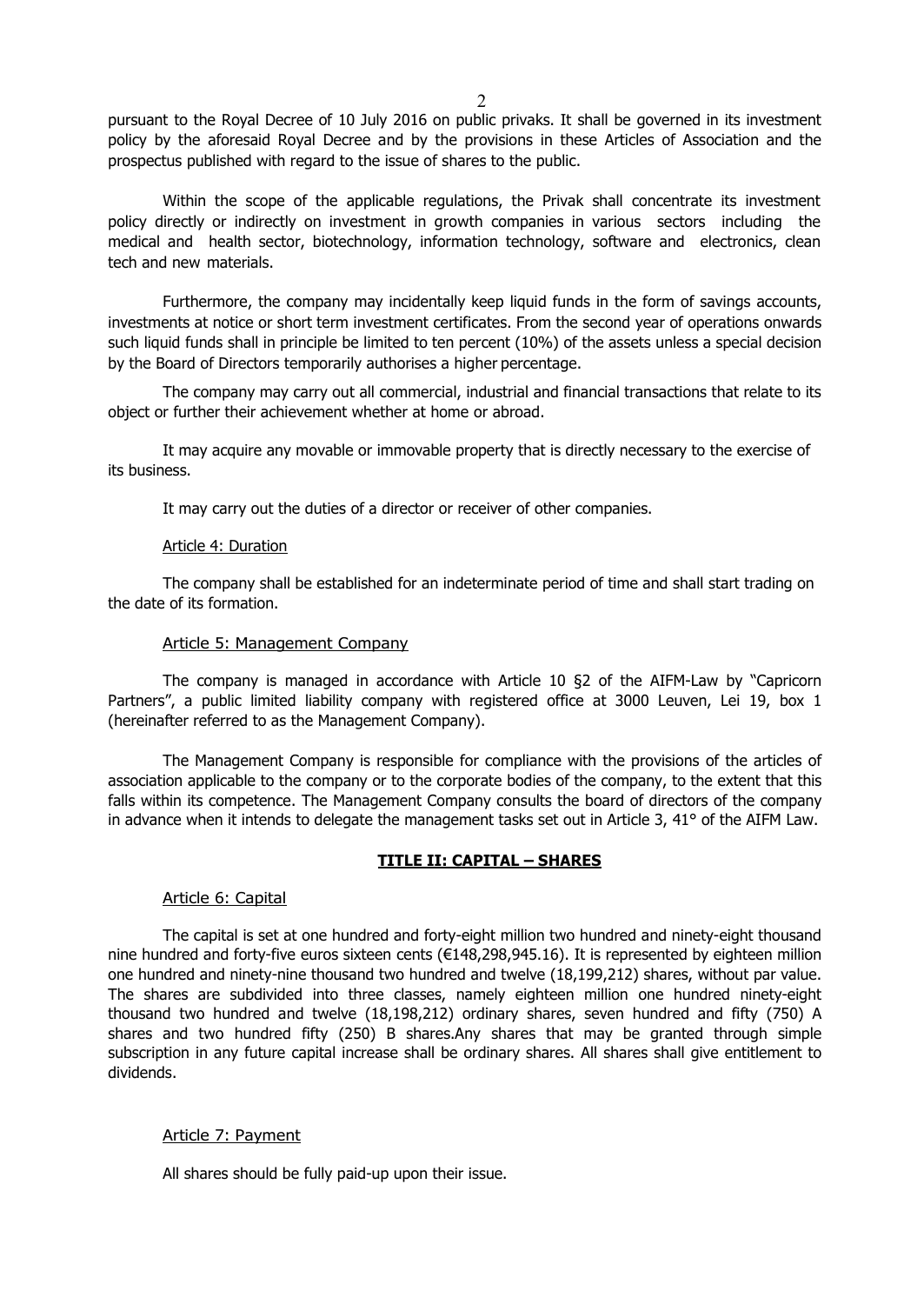pursuant to the Royal Decree of 10 July 2016 on public privaks. It shall be governed in its investment policy by the aforesaid Royal Decree and by the provisions in these Articles of Association and the prospectus published with regard to the issue of shares to the public.

Within the scope of the applicable regulations, the Privak shall concentrate its investment policy directly or indirectly on investment in growth companies in various sectors including the medical and health sector, biotechnology, information technology, software and electronics, clean tech and new materials.

Furthermore, the company may incidentally keep liquid funds in the form of savings accounts, investments at notice or short term investment certificates. From the second year of operations onwards such liquid funds shall in principle be limited to ten percent (10%) of the assets unless a special decision by the Board of Directors temporarily authorises a higher percentage.

The company may carry out all commercial, industrial and financial transactions that relate to its object or further their achievement whether at home or abroad.

It may acquire any movable or immovable property that is directly necessary to the exercise of its business.

It may carry out the duties of a director or receiver of other companies.

Article 4: Duration

The company shall be established for an indeterminate period of time and shall start trading on the date of its formation.

Article 5: Management Company

The company is managed in accordance with Article 10 §2 of the AIFM-Law by "Capricorn Partners", a public limited liability company with registered office at 3000 Leuven, Lei 19, box 1 (hereinafter referred to as the Management Company).

The Management Company is responsible for compliance with the provisions of the articles of association applicable to the company or to the corporate bodies of the company, to the extent that this falls within its competence. The Management Company consults the board of directors of the company in advance when it intends to delegate the management tasks set out in Article 3, 41° of the AIFM Law.

## TITLE II: CAPITAL – SHARES

Article 6: Capital

The capital is set at one hundred and forty-eight million two hundred and ninety-eight thousand nine hundred and forty-five euros sixteen cents (€148,298,945.16). It is represented by eighteen million one hundred and ninety-nine thousand two hundred and twelve (18,199,212) shares, without par value. The shares are subdivided into three classes, namely eighteen million one hundred ninety-eight thousand two hundred and twelve (18,198,212) ordinary shares, seven hundred and fifty (750) A shares and two hundred fifty (250) B shares.Any shares that may be granted through simple subscription in any future capital increase shall be ordinary shares. All shares shall give entitlement to dividends.

Article 7: Payment

All shares should be fully paid-up upon their issue.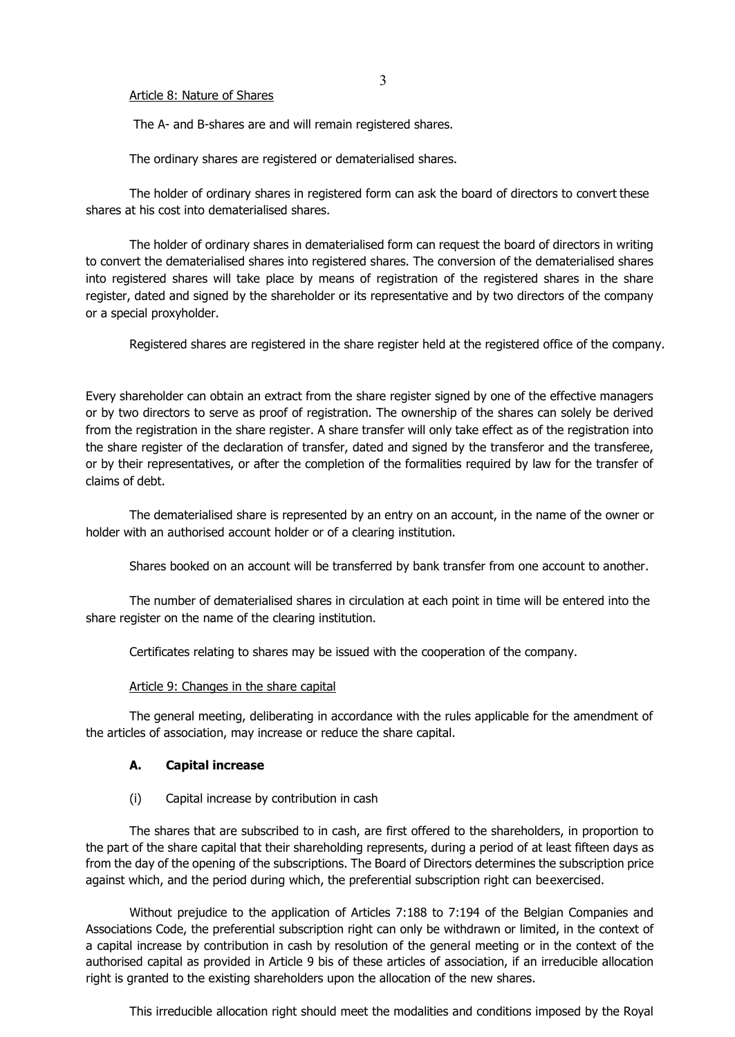Article 8: Nature of Shares

The A- and B-shares are and will remain registered shares.

The ordinary shares are registered or dematerialised shares.

The holder of ordinary shares in registered form can ask the board of directors to convert these shares at his cost into dematerialised shares.

The holder of ordinary shares in dematerialised form can request the board of directors in writing to convert the dematerialised shares into registered shares. The conversion of the dematerialised shares into registered shares will take place by means of registration of the registered shares in the share register, dated and signed by the shareholder or its representative and by two directors of the company or a special proxyholder.

Registered shares are registered in the share register held at the registered office of the company.

Every shareholder can obtain an extract from the share register signed by one of the effective managers or by two directors to serve as proof of registration. The ownership of the shares can solely be derived from the registration in the share register. A share transfer will only take effect as of the registration into the share register of the declaration of transfer, dated and signed by the transferor and the transferee, or by their representatives, or after the completion of the formalities required by law for the transfer of claims of debt.

The dematerialised share is represented by an entry on an account, in the name of the owner or holder with an authorised account holder or of a clearing institution.

Shares booked on an account will be transferred by bank transfer from one account to another.

The number of dematerialised shares in circulation at each point in time will be entered into the share register on the name of the clearing institution.

Certificates relating to shares may be issued with the cooperation of the company.

Article 9: Changes in the share capital

The general meeting, deliberating in accordance with the rules applicable for the amendment of the articles of association, may increase or reduce the share capital.

**A. Capital increase**

(i) Capital increase by contribution in cash

The shares that are subscribed to in cash, are first offered to the shareholders, in proportion to the part of the share capital that their shareholding represents, during a period of at least fifteen days as from the day of the opening of the subscriptions. The Board of Directors determines the subscription price against which, and the period during which, the preferential subscription right can beexercised.

Without prejudice to the application of Articles 7:188 to 7:194 of the Belgian Companies and Associations Code, the preferential subscription right can only be withdrawn or limited, in the context of a capital increase by contribution in cash by resolution of the general meeting or in the context of the authorised capital as provided in Article 9 bis of these articles of association, if an irreducible allocation right is granted to the existing shareholders upon the allocation of the new shares.

This irreducible allocation right should meet the modalities and conditions imposed by the Royal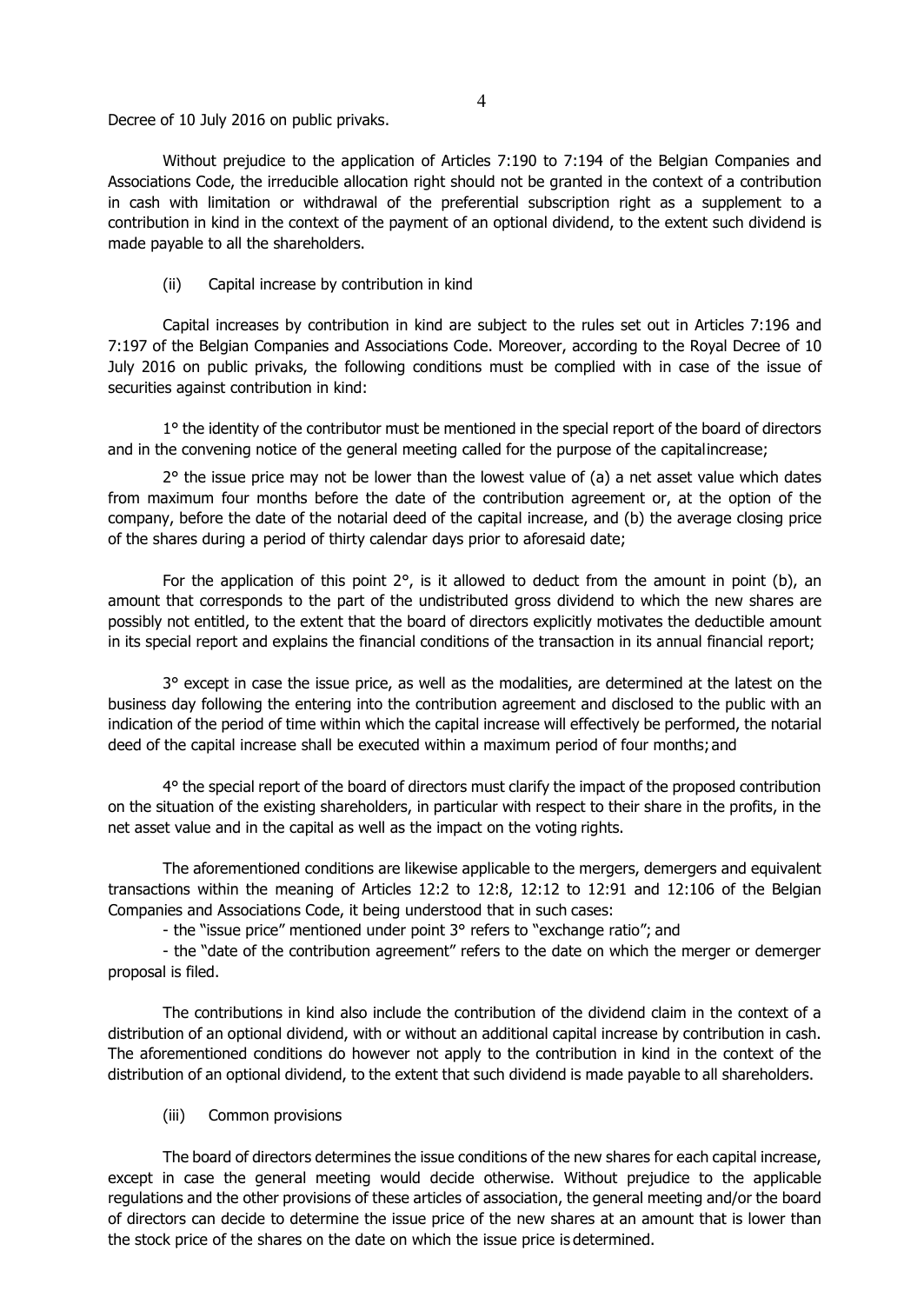Decree of 10 July 2016 on public privaks.

Without prejudice to the application of Articles 7:190 to 7:194 of the Belgian Companies and Associations Code, the irreducible allocation right should not be granted in the context of a contribution in cash with limitation or withdrawal of the preferential subscription right as a supplement to a contribution in kind in the context of the payment of an optional dividend, to the extent such dividend is made payable to all the shareholders.

(ii) Capital increase by contribution in kind

Capital increases by contribution in kind are subject to the rules set out in Articles 7:196 and 7:197 of the Belgian Companies and Associations Code. Moreover, according to the Royal Decree of 10 July 2016 on public privaks, the following conditions must be complied with in case of the issue of securities against contribution in kind:

1° the identity of the contributor must be mentioned in the special report of the board of directors and in the convening notice of the general meeting called for the purpose of the capitalincrease;

2° the issue price may not be lower than the lowest value of (a) a net asset value which dates from maximum four months before the date of the contribution agreement or, at the option of the company, before the date of the notarial deed of the capital increase, and (b) the average closing price of the shares during a period of thirty calendar days prior to aforesaid date;

For the application of this point 2°, is it allowed to deduct from the amount in point (b), an amount that corresponds to the part of the undistributed gross dividend to which the new shares are possibly not entitled, to the extent that the board of directors explicitly motivates the deductible amount in its special report and explains the financial conditions of the transaction in its annual financial report;

3° except in case the issue price, as well as the modalities, are determined at the latest on the business day following the entering into the contribution agreement and disclosed to the public with an indication of the period of time within which the capital increase will effectively be performed, the notarial deed of the capital increase shall be executed within a maximum period of four months; and

4° the special report of the board of directors must clarify the impact of the proposed contribution on the situation of the existing shareholders, in particular with respect to their share in the profits, in the net asset value and in the capital as well as the impact on the voting rights.

The aforementioned conditions are likewise applicable to the mergers, demergers and equivalent transactions within the meaning of Articles 12:2 to 12:8, 12:12 to 12:91 and 12:106 of the Belgian Companies and Associations Code, it being understood that in such cases:

- the "issue price" mentioned under point 3° refers to "exchange ratio"; and
- the "date of the contribution agreement" refers to the date on which the merger or demerger proposal is filed.

The contributions in kind also include the contribution of the dividend claim in the context of a distribution of an optional dividend, with or without an additional capital increase by contribution in cash. The aforementioned conditions do however not apply to the contribution in kind in the context of the distribution of an optional dividend, to the extent that such dividend is made payable to all shareholders.

(iii) Common provisions

The board of directors determines the issue conditions of the new shares for each capital increase, except in case the general meeting would decide otherwise. Without prejudice to the applicable regulations and the other provisions of these articles of association, the general meeting and/or the board of directors can decide to determine the issue price of the new shares at an amount that is lower than the stock price of the shares on the date on which the issue price is determined.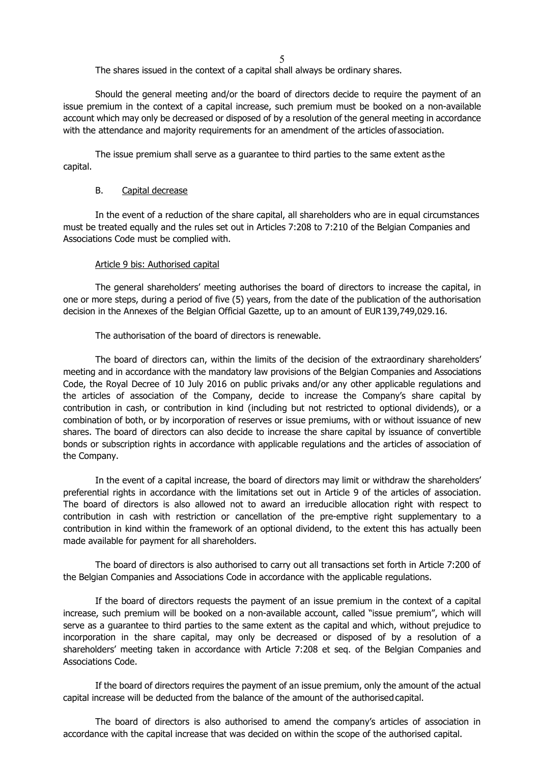The shares issued in the context of a capital shall always be ordinary shares.

Should the general meeting and/or the board of directors decide to require the payment of an issue premium in the context of a capital increase, such premium must be booked on a non-available account which may only be decreased or disposed of by a resolution of the general meeting in accordance with the attendance and majority requirements for an amendment of the articles of association.

The issue premium shall serve as a guarantee to third parties to the same extent as the capital.

B. Capital decrease

In the event of a reduction of the share capital, all shareholders who are in equal circumstances must be treated equally and the rules set out in Articles 7:208 to 7:210 of the Belgian Companies and Associations Code must be complied with.

Article 9 bis: Authorised capital

The general shareholders' meeting authorises the board of directors to increase the capital, in one or more steps, during a period of five (5) years, from the date of the publication of the authorisation decision in the Annexes of the Belgian Official Gazette, up to an amount of EUR 139,749,029.16.

The authorisation of the board of directors is renewable.

The board of directors can, within the limits of the decision of the extraordinary shareholders' meeting and in accordance with the mandatory law provisions of the Belgian Companies and Associations Code, the Royal Decree of 10 July 2016 on public privaks and/or any other applicable regulations and the articles of association of the Company, decide to increase the Company's share capital by contribution in cash, or contribution in kind (including but not restricted to optional dividends), or a combination of both, or by incorporation of reserves or issue premiums, with or without issuance of new shares. The board of directors can also decide to increase the share capital by issuance of convertible bonds or subscription rights in accordance with applicable regulations and the articles of association of the Company.

In the event of a capital increase, the board of directors may limit or withdraw the shareholders' preferential rights in accordance with the limitations set out in Article 9 of the articles of association. The board of directors is also allowed not to award an irreducible allocation right with respect to contribution in cash with restriction or cancellation of the pre-emptive right supplementary to a contribution in kind within the framework of an optional dividend, to the extent this has actually been made available for payment for all shareholders.

The board of directors is also authorised to carry out all transactions set forth in Article 7:200 of the Belgian Companies and Associations Code in accordance with the applicable regulations.

If the board of directors requests the payment of an issue premium in the context of a capital increase, such premium will be booked on a non-available account, called "issue premium", which will serve as a guarantee to third parties to the same extent as the capital and which, without prejudice to incorporation in the share capital, may only be decreased or disposed of by a resolution of a shareholders' meeting taken in accordance with Article 7:208 et seq. of the Belgian Companies and Associations Code.

If the board of directors requires the payment of an issue premium, only the amount of the actual capital increase will be deducted from the balance of the amount of the authorised capital.

The board of directors is also authorised to amend the company's articles of association in accordance with the capital increase that was decided on within the scope of the authorised capital.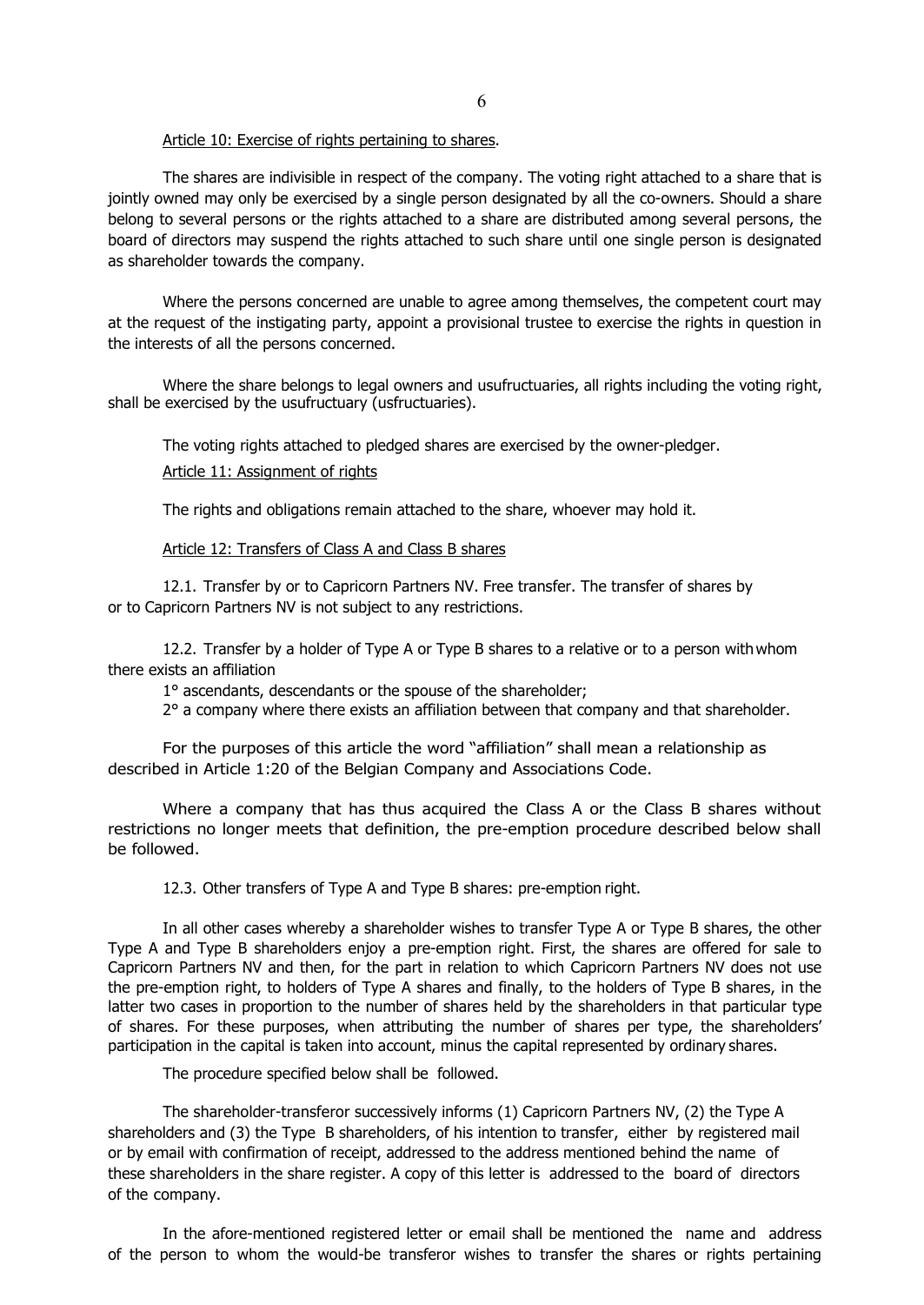<u>Article 10: Exercise of rights pertaining to shares</u>.

The shares are indivisible in respect of the company. The voting right attached to a share that is jointly owned may only be exercised by a single person designated by all the co-owners. Should a share belong to several persons or the rights attached to a share are distributed among several persons, the board of directors may suspend the rights attached to such share until one single person is designated as shareholder towards the company.

Where the persons concerned are unable to agree among themselves, the competent court may at the request of the instigating party, appoint a provisional trustee to exercise the rights in question in the interests of all the persons concerned.

Where the share belongs to legal owners and usufructuaries, all rights including the voting right, shall be exercised by the usufructuary (usfructuaries).

The voting rights attached to pledged shares are exercised by the owner-pledger.

<u>Article 11: Assignment of rights</u>

The rights and obligations remain attached to the share, whoever may hold it.

<u>Article 12: Transfers of Class A and Class B shares</u>

12.1. Transfer by or to Capricorn Partners NV. Free transfer. The transfer of shares by or to Capricorn Partners NV is not subject to any restrictions.

12.2. Transfer by a holder of Type A or Type B shares to a relative or to a person with whom there exists an affiliation

1° ascendants, descendants or the spouse of the shareholder;

2° a company where there exists an affiliation between that company and that shareholder.

For the purposes of this article the word "affiliation" shall mean a relationship as described in Article 1:20 of the Belgian Company and Associations Code.

Where a company that has thus acquired the Class A or the Class B shares without restrictions no longer meets that definition, the pre-emption procedure described below shall be followed.

12.3. Other transfers of Type A and Type B shares: pre-emption right.

In all other cases whereby a shareholder wishes to transfer Type A or Type B shares, the other Type A and Type B shareholders enjoy a pre-emption right. First, the shares are offered for sale to Capricorn Partners NV and then, for the part in relation to which Capricorn Partners NV does not use the pre-emption right, to holders of Type A shares and finally, to the holders of Type B shares, in the latter two cases in proportion to the number of shares held by the shareholders in that particular type of shares. For these purposes, when attributing the number of shares per type, the shareholders' participation in the capital is taken into account, minus the capital represented by ordinary shares.

The procedure specified below shall be followed.

The shareholder-transferor successively informs (1) Capricorn Partners NV, (2) the Type A shareholders and (3) the Type B shareholders, of his intention to transfer, either by registered mail or by email with confirmation of receipt, addressed to the address mentioned behind the name of these shareholders in the share register. A copy of this letter is addressed to the board of directors of the company.

In the afore-mentioned registered letter or email shall be mentioned the name and address of the person to whom the would-be transferor wishes to transfer the shares or rights pertaining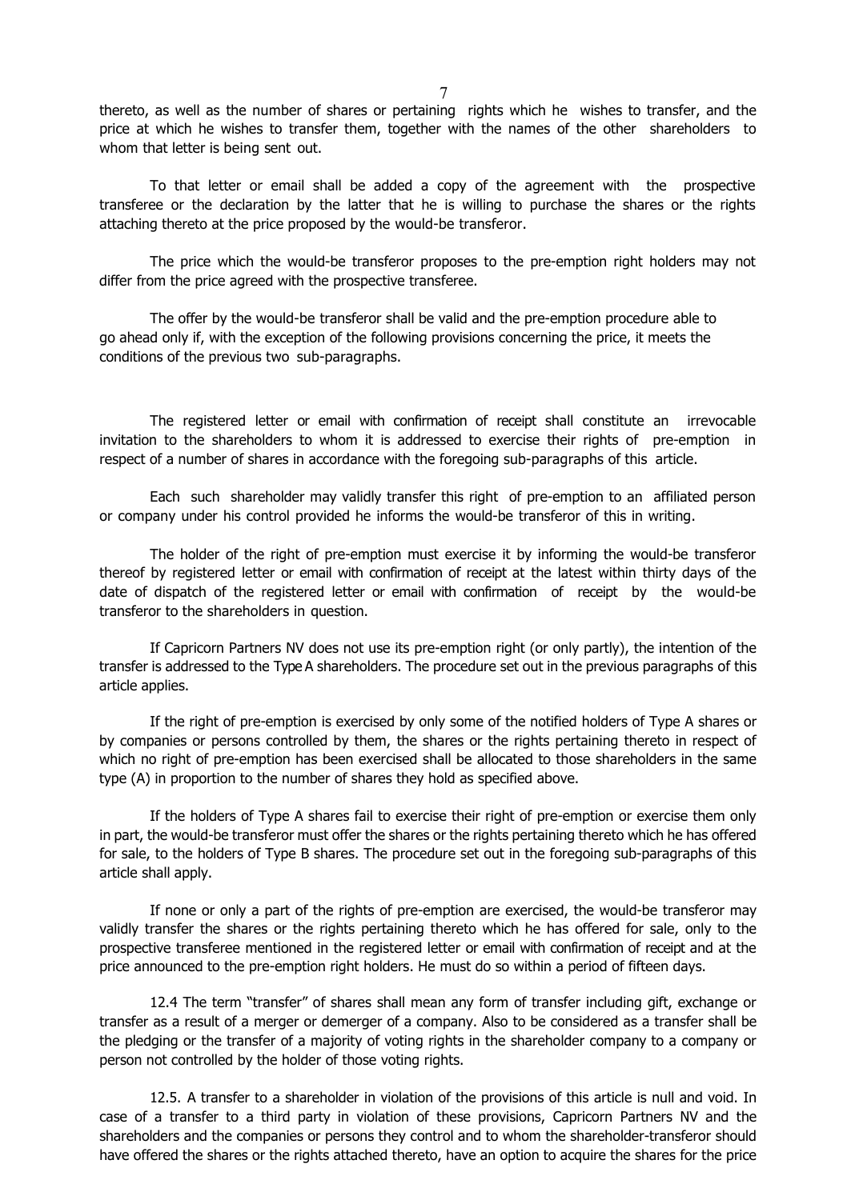thereto, as well as the number of shares or pertaining rights which he wishes to transfer, and the price at which he wishes to transfer them, together with the names of the other shareholders to whom that letter is being sent out.

To that letter or email shall be added a copy of the agreement with the prospective transferee or the declaration by the latter that he is willing to purchase the shares or the rights attaching thereto at the price proposed by the would-be transferor.

The price which the would-be transferor proposes to the pre-emption right holders may not differ from the price agreed with the prospective transferee.

The offer by the would-be transferor shall be valid and the pre-emption procedure able to go ahead only if, with the exception of the following provisions concerning the price, it meets the conditions of the previous two sub-paragraphs.

The registered letter or email with confirmation of receipt shall constitute an irrevocable invitation to the shareholders to whom it is addressed to exercise their rights of pre-emption in respect of a number of shares in accordance with the foregoing sub-paragraphs of this article.

Each such shareholder may validly transfer this right of pre-emption to an affiliated person or company under his control provided he informs the would-be transferor of this in writing.

The holder of the right of pre-emption must exercise it by informing the would-be transferor thereof by registered letter or email with confirmation of receipt at the latest within thirty days of the date of dispatch of the registered letter or email with confirmation of receipt by the would-be transferor to the shareholders in question.

If Capricorn Partners NV does not use its pre-emption right (or only partly), the intention of the transfer is addressed to the Type A shareholders. The procedure set out in the previous paragraphs of this article applies.

If the right of pre-emption is exercised by only some of the notified holders of Type A shares or by companies or persons controlled by them, the shares or the rights pertaining thereto in respect of which no right of pre-emption has been exercised shall be allocated to those shareholders in the same type (A) in proportion to the number of shares they hold as specified above.

If the holders of Type A shares fail to exercise their right of pre-emption or exercise them only in part, the would-be transferor must offer the shares or the rights pertaining thereto which he has offered for sale, to the holders of Type B shares. The procedure set out in the foregoing sub-paragraphs of this article shall apply.

If none or only a part of the rights of pre-emption are exercised, the would-be transferor may validly transfer the shares or the rights pertaining thereto which he has offered for sale, only to the prospective transferee mentioned in the registered letter or email with confirmation of receipt and at the price announced to the pre-emption right holders. He must do so within a period of fifteen days.

12.4 The term "transfer" of shares shall mean any form of transfer including gift, exchange or transfer as a result of a merger or demerger of a company. Also to be considered as a transfer shall be the pledging or the transfer of a majority of voting rights in the shareholder company to a company or person not controlled by the holder of those voting rights.

12.5. A transfer to a shareholder in violation of the provisions of this article is null and void. In case of a transfer to a third party in violation of these provisions, Capricorn Partners NV and the shareholders and the companies or persons they control and to whom the shareholder-transferor should have offered the shares or the rights attached thereto, have an option to acquire the shares for the price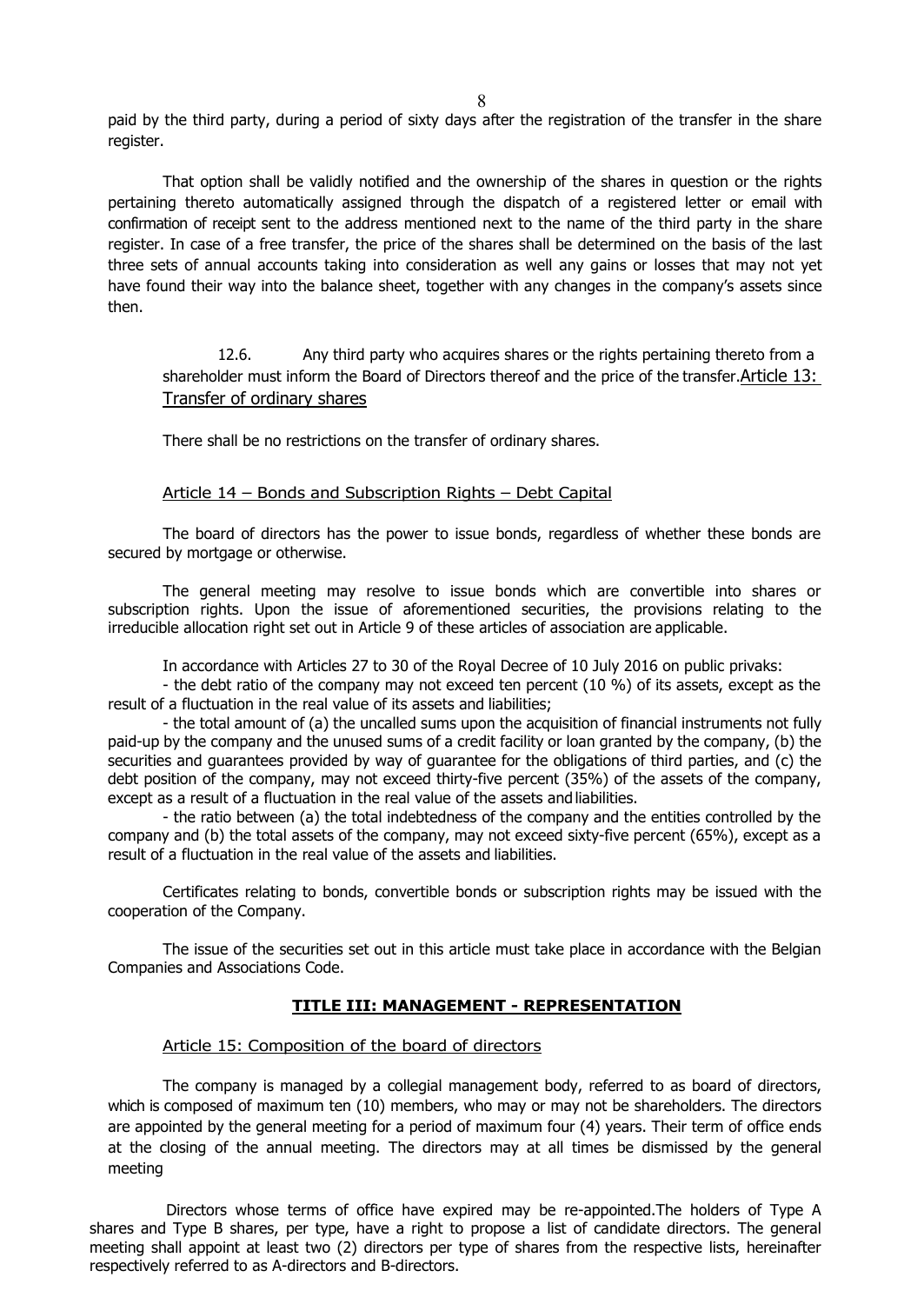paid by the third party, during a period of sixty days after the registration of the transfer in the share register.

That option shall be validly notified and the ownership of the shares in question or the rights pertaining thereto automatically assigned through the dispatch of a registered letter or email with confirmation of receipt sent to the address mentioned next to the name of the third party in the share register. In case of a free transfer, the price of the shares shall be determined on the basis of the last three sets of annual accounts taking into consideration as well any gains or losses that may not yet have found their way into the balance sheet, together with any changes in the company's assets since then.

12.6. Any third party who acquires shares or the rights pertaining thereto from a shareholder must inform the Board of Directors thereof and the price of the transfer.

## Article 13: Transfer of ordinary shares

There shall be no restrictions on the transfer of ordinary shares.

## Article 14 – Bonds and Subscription Rights – Debt Capital

The board of directors has the power to issue bonds, regardless of whether these bonds are secured by mortgage or otherwise.

The general meeting may resolve to issue bonds which are convertible into shares or subscription rights. Upon the issue of aforementioned securities, the provisions relating to the irreducible allocation right set out in Article 9 of these articles of association are applicable.

In accordance with Articles 27 to 30 of the Royal Decree of 10 July 2016 on public privaks:

- the debt ratio of the company may not exceed ten percent (10 %) of its assets, except as the result of a fluctuation in the real value of its assets and liabilities;
- the total amount of (a) the uncalled sums upon the acquisition of financial instruments not fully paid-up by the company and the unused sums of a credit facility or loan granted by the company, (b) the securities and guarantees provided by way of guarantee for the obligations of third parties, and (c) the debt position of the company, may not exceed thirty-five percent (35%) of the assets of the company, except as a result of a fluctuation in the real value of the assets and liabilities.
- the ratio between (a) the total indebtedness of the company and the entities controlled by the company and (b) the total assets of the company, may not exceed sixty-five percent (65%), except as a result of a fluctuation in the real value of the assets and liabilities.

Certificates relating to bonds, convertible bonds or subscription rights may be issued with the cooperation of the Company.

The issue of the securities set out in this article must take place in accordance with the Belgian Companies and Associations Code.

# TITLE III: MANAGEMENT - REPRESENTATION

## Article 15: Composition of the board of directors

The company is managed by a collegial management body, referred to as board of directors, which is composed of maximum ten (10) members, who may or may not be shareholders. The directors are appointed by the general meeting for a period of maximum four (4) years. Their term of office ends at the closing of the annual meeting. The directors may at all times be dismissed by the general meeting

Directors whose terms of office have expired may be re-appointed.The holders of Type A shares and Type B shares, per type, have a right to propose a list of candidate directors. The general meeting shall appoint at least two (2) directors per type of shares from the respective lists, hereinafter respectively referred to as A-directors and B-directors.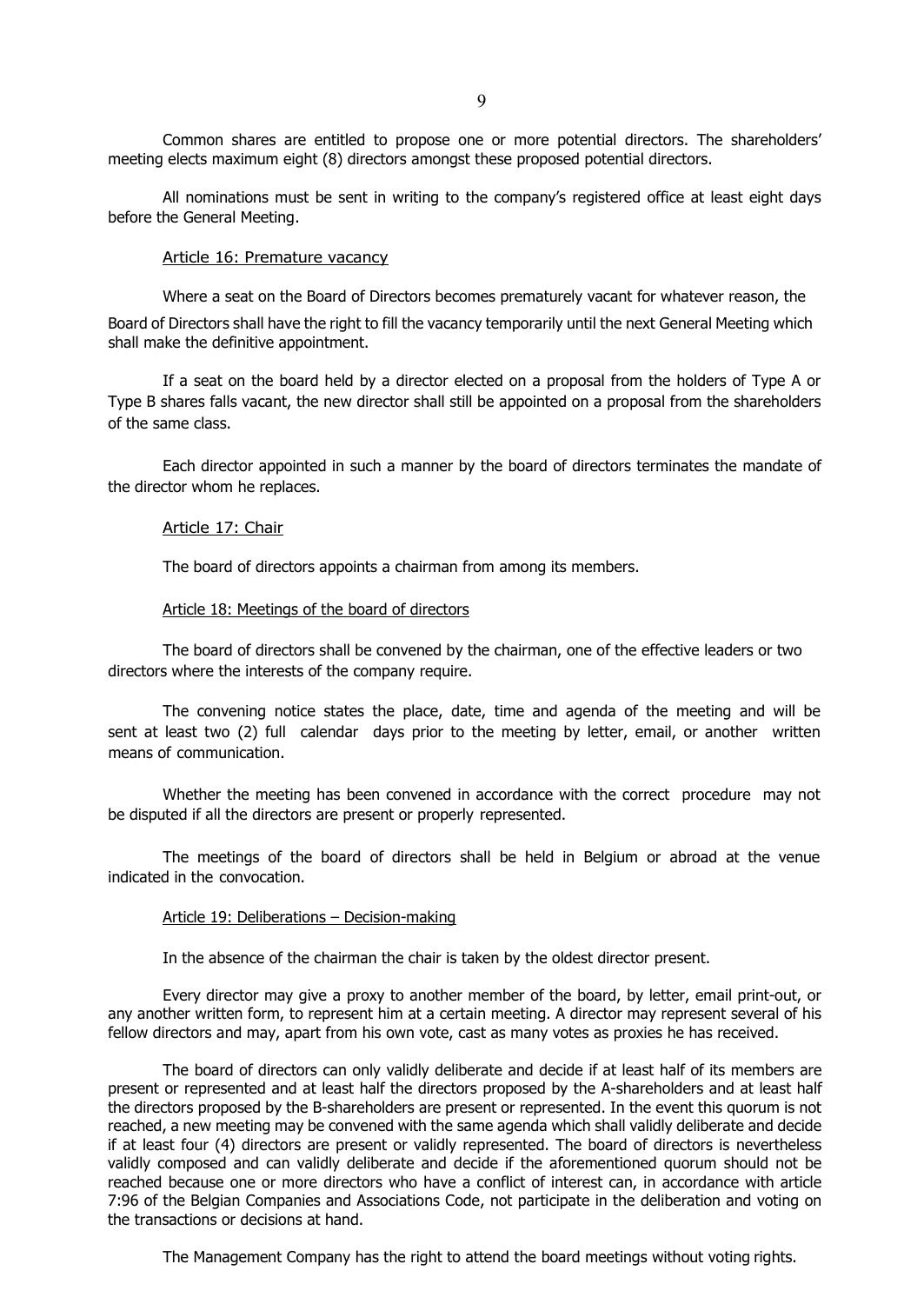Common shares are entitled to propose one or more potential directors. The shareholders' meeting elects maximum eight (8) directors amongst these proposed potential directors.

All nominations must be sent in writing to the company's registered office at least eight days before the General Meeting.

Article 16: Premature vacancy

Where a seat on the Board of Directors becomes prematurely vacant for whatever reason, the Board of Directors shall have the right to fill the vacancy temporarily until the next General Meeting which shall make the definitive appointment.

If a seat on the board held by a director elected on a proposal from the holders of Type A or Type B shares falls vacant, the new director shall still be appointed on a proposal from the shareholders of the same class.

Each director appointed in such a manner by the board of directors terminates the mandate of the director whom he replaces.

Article 17: Chair

The board of directors appoints a chairman from among its members.

Article 18: Meetings of the board of directors

The board of directors shall be convened by the chairman, one of the effective leaders or two directors where the interests of the company require.

The convening notice states the place, date, time and agenda of the meeting and will be sent at least two (2) full calendar days prior to the meeting by letter, email, or another written means of communication.

Whether the meeting has been convened in accordance with the correct procedure may not be disputed if all the directors are present or properly represented.

The meetings of the board of directors shall be held in Belgium or abroad at the venue indicated in the convocation.

Article 19: Deliberations – Decision-making

In the absence of the chairman the chair is taken by the oldest director present.

Every director may give a proxy to another member of the board, by letter, email print-out, or any another written form, to represent him at a certain meeting. A director may represent several of his fellow directors and may, apart from his own vote, cast as many votes as proxies he has received.

The board of directors can only validly deliberate and decide if at least half of its members are present or represented and at least half the directors proposed by the A-shareholders and at least half the directors proposed by the B-shareholders are present or represented. In the event this quorum is not reached, a new meeting may be convened with the same agenda which shall validly deliberate and decide if at least four (4) directors are present or validly represented. The board of directors is nevertheless validly composed and can validly deliberate and decide if the aforementioned quorum should not be reached because one or more directors who have a conflict of interest can, in accordance with article 7:96 of the Belgian Companies and Associations Code, not participate in the deliberation and voting on the transactions or decisions at hand.

The Management Company has the right to attend the board meetings without voting rights.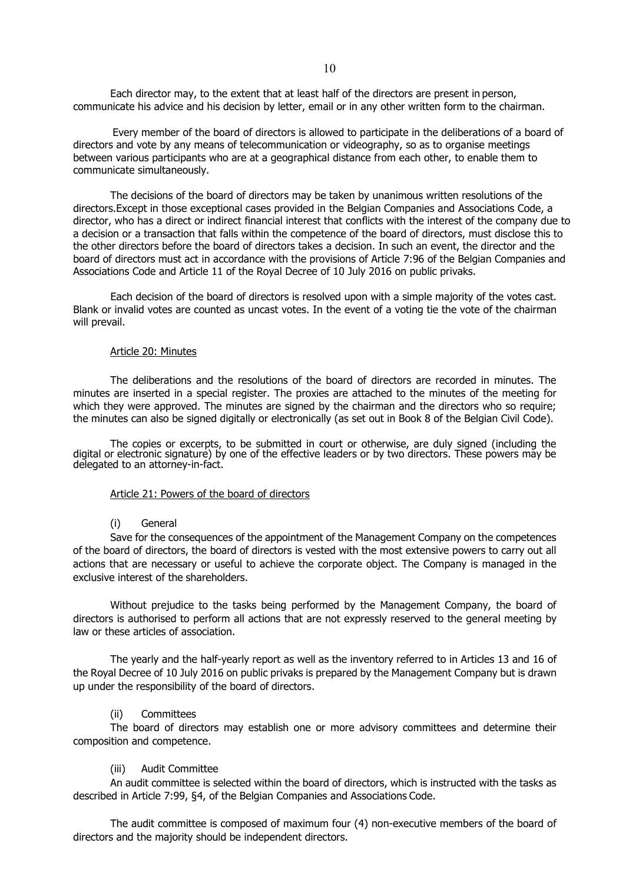Each director may, to the extent that at least half of the directors are present in person, communicate his advice and his decision by letter, email or in any other written form to the chairman.

Every member of the board of directors is allowed to participate in the deliberations of a board of directors and vote by any means of telecommunication or videography, so as to organise meetings between various participants who are at a geographical distance from each other, to enable them to communicate simultaneously.

The decisions of the board of directors may be taken by unanimous written resolutions of the directors.Except in those exceptional cases provided in the Belgian Companies and Associations Code, a director, who has a direct or indirect financial interest that conflicts with the interest of the company due to a decision or a transaction that falls within the competence of the board of directors, must disclose this to the other directors before the board of directors takes a decision. In such an event, the director and the board of directors must act in accordance with the provisions of Article 7:96 of the Belgian Companies and Associations Code and Article 11 of the Royal Decree of 10 July 2016 on public privaks.

Each decision of the board of directors is resolved upon with a simple majority of the votes cast. Blank or invalid votes are counted as uncast votes. In the event of a voting tie the vote of the chairman will prevail.

## Article 20: Minutes

The deliberations and the resolutions of the board of directors are recorded in minutes. The minutes are inserted in a special register. The proxies are attached to the minutes of the meeting for which they were approved. The minutes are signed by the chairman and the directors who so require; the minutes can also be signed digitally or electronically (as set out in Book 8 of the Belgian Civil Code).

The copies or excerpts, to be submitted in court or otherwise, are duly signed (including the digital or electronic signature) by one of the effective leaders or by two directors. These powers may be delegated to an attorney-in-fact.

## Article 21: Powers of the board of directors

(i) General

Save for the consequences of the appointment of the Management Company on the competences of the board of directors, the board of directors is vested with the most extensive powers to carry out all actions that are necessary or useful to achieve the corporate object. The Company is managed in the exclusive interest of the shareholders.

Without prejudice to the tasks being performed by the Management Company, the board of directors is authorised to perform all actions that are not expressly reserved to the general meeting by law or these articles of association.

The yearly and the half-yearly report as well as the inventory referred to in Articles 13 and 16 of the Royal Decree of 10 July 2016 on public privaks is prepared by the Management Company but is drawn up under the responsibility of the board of directors.

(ii) Committees

The board of directors may establish one or more advisory committees and determine their composition and competence.

(iii) Audit Committee

An audit committee is selected within the board of directors, which is instructed with the tasks as described in Article 7:99, §4, of the Belgian Companies and Associations Code.

The audit committee is composed of maximum four (4) non-executive members of the board of directors and the majority should be independent directors.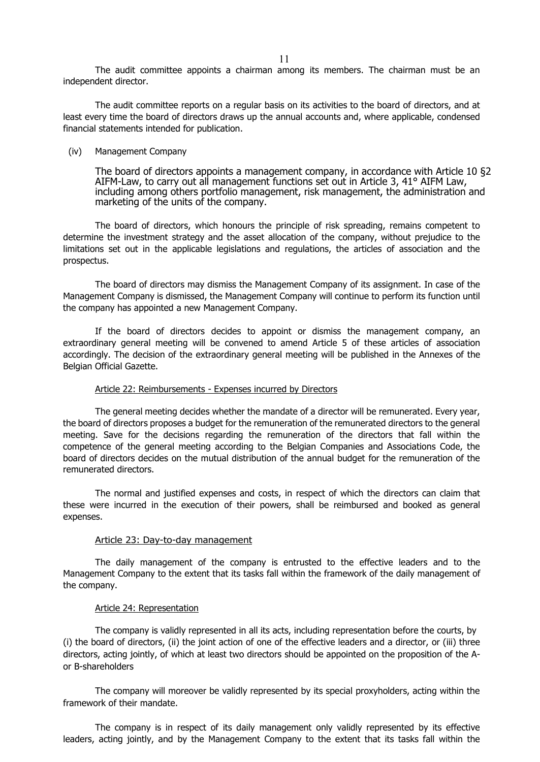The audit committee appoints a chairman among its members. The chairman must be an independent director.

The audit committee reports on a regular basis on its activities to the board of directors, and at least every time the board of directors draws up the annual accounts and, where applicable, condensed financial statements intended for publication.

(iv) Management Company

The board of directors appoints a management company, in accordance with Article 10 §2 AIFM-Law, to carry out all management functions set out in Article 3, 41° AIFM Law, including among others portfolio management, risk management, the administration and marketing of the units of the company.

The board of directors, which honours the principle of risk spreading, remains competent to determine the investment strategy and the asset allocation of the company, without prejudice to the limitations set out in the applicable legislations and regulations, the articles of association and the prospectus.

The board of directors may dismiss the Management Company of its assignment. In case of the Management Company is dismissed, the Management Company will continue to perform its function until the company has appointed a new Management Company.

If the board of directors decides to appoint or dismiss the management company, an extraordinary general meeting will be convened to amend Article 5 of these articles of association accordingly. The decision of the extraordinary general meeting will be published in the Annexes of the Belgian Official Gazette.

## Article 22: Reimbursements - Expenses incurred by Directors

The general meeting decides whether the mandate of a director will be remunerated. Every year, the board of directors proposes a budget for the remuneration of the remunerated directors to the general meeting. Save for the decisions regarding the remuneration of the directors that fall within the competence of the general meeting according to the Belgian Companies and Associations Code, the board of directors decides on the mutual distribution of the annual budget for the remuneration of the remunerated directors.

The normal and justified expenses and costs, in respect of which the directors can claim that these were incurred in the execution of their powers, shall be reimbursed and booked as general expenses.

## Article 23: Day-to-day management

The daily management of the company is entrusted to the effective leaders and to the Management Company to the extent that its tasks fall within the framework of the daily management of the company.

## Article 24: Representation

The company is validly represented in all its acts, including representation before the courts, by (i) the board of directors, (ii) the joint action of one of the effective leaders and a director, or (iii) three directors, acting jointly, of which at least two directors should be appointed on the proposition of the A- or B-shareholders

The company will moreover be validly represented by its special proxyholders, acting within the framework of their mandate.

The company is in respect of its daily management only validly represented by its effective leaders, acting jointly, and by the Management Company to the extent that its tasks fall within the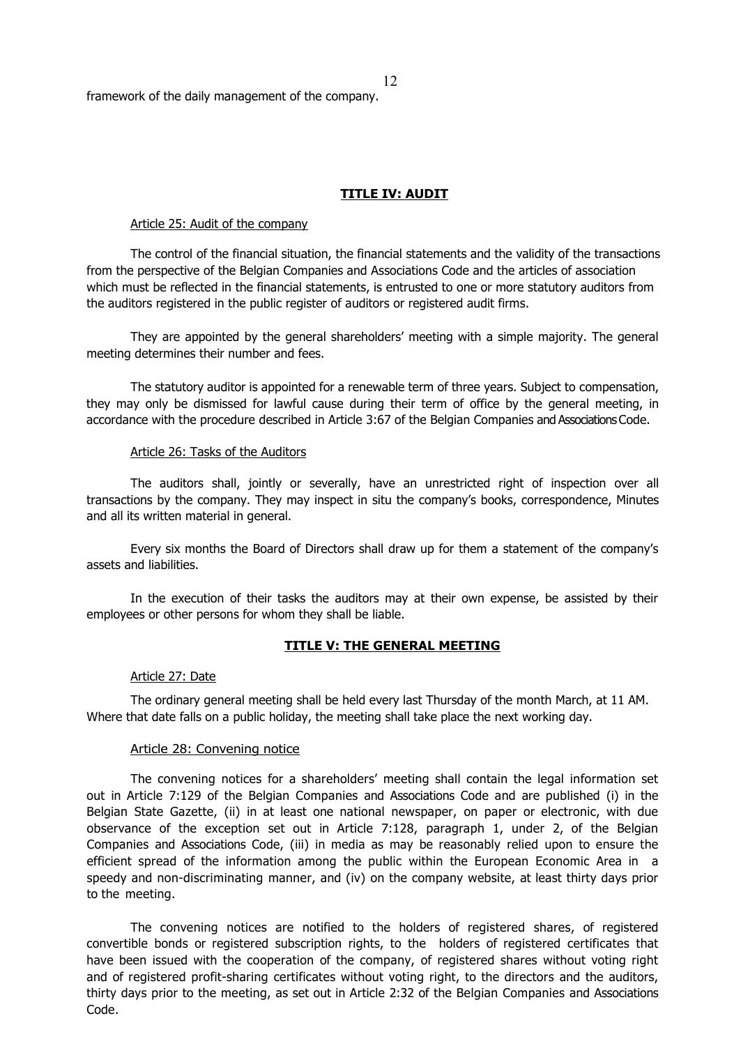framework of the daily management of the company.

## TITLE IV: AUDIT

### Article 25: Audit of the company

The control of the financial situation, the financial statements and the validity of the transactions from the perspective of the Belgian Companies and Associations Code and the articles of association which must be reflected in the financial statements, is entrusted to one or more statutory auditors from the auditors registered in the public register of auditors or registered audit firms.

They are appointed by the general shareholders' meeting with a simple majority. The general meeting determines their number and fees.

The statutory auditor is appointed for a renewable term of three years. Subject to compensation, they may only be dismissed for lawful cause during their term of office by the general meeting, in accordance with the procedure described in Article 3:67 of the Belgian Companies and Associations Code.

### Article 26: Tasks of the Auditors

The auditors shall, jointly or severally, have an unrestricted right of inspection over all transactions by the company. They may inspect in situ the company's books, correspondence, Minutes and all its written material in general.

Every six months the Board of Directors shall draw up for them a statement of the company's assets and liabilities.

In the execution of their tasks the auditors may at their own expense, be assisted by their employees or other persons for whom they shall be liable.

## TITLE V: THE GENERAL MEETING

### Article 27: Date

The ordinary general meeting shall be held every last Thursday of the month March, at 11 AM. Where that date falls on a public holiday, the meeting shall take place the next working day.

### Article 28: Convening notice

The convening notices for a shareholders' meeting shall contain the legal information set out in Article 7:129 of the Belgian Companies and Associations Code and are published (i) in the Belgian State Gazette, (ii) in at least one national newspaper, on paper or electronic, with due observance of the exception set out in Article 7:128, paragraph 1, under 2, of the Belgian Companies and Associations Code, (iii) in media as may be reasonably relied upon to ensure the efficient spread of the information among the public within the European Economic Area in a speedy and non-discriminating manner, and (iv) on the company website, at least thirty days prior to the meeting.

The convening notices are notified to the holders of registered shares, of registered convertible bonds or registered subscription rights, to the holders of registered certificates that have been issued with the cooperation of the company, of registered shares without voting right and of registered profit-sharing certificates without voting right, to the directors and the auditors, thirty days prior to the meeting, as set out in Article 2:32 of the Belgian Companies and Associations Code.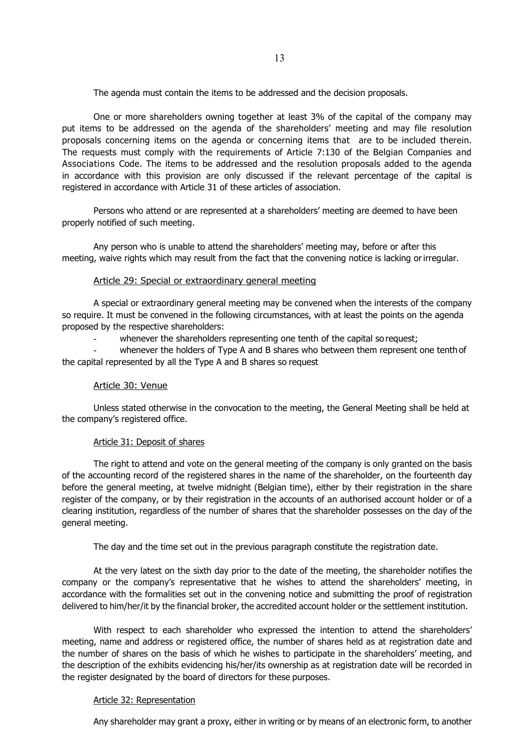The agenda must contain the items to be addressed and the decision proposals.

One or more shareholders owning together at least 3% of the capital of the company may put items to be addressed on the agenda of the shareholders' meeting and may file resolution proposals concerning items on the agenda or concerning items that are to be included therein. The requests must comply with the requirements of Article 7:130 of the Belgian Companies and Associations Code. The items to be addressed and the resolution proposals added to the agenda in accordance with this provision are only discussed if the relevant percentage of the capital is registered in accordance with Article 31 of these articles of association.

Persons who attend or are represented at a shareholders' meeting are deemed to have been properly notified of such meeting.

Any person who is unable to attend the shareholders' meeting may, before or after this meeting, waive rights which may result from the fact that the convening notice is lacking or irregular.

## Article 29: Special or extraordinary general meeting

A special or extraordinary general meeting may be convened when the interests of the company so require. It must be convened in the following circumstances, with at least the points on the agenda proposed by the respective shareholders:

- whenever the shareholders representing one tenth of the capital so request;
- whenever the holders of Type A and B shares who between them represent one tenth of the capital represented by all the Type A and B shares so request

## Article 30: Venue

Unless stated otherwise in the convocation to the meeting, the General Meeting shall be held at the company's registered office.

## Article 31: Deposit of shares

The right to attend and vote on the general meeting of the company is only granted on the basis of the accounting record of the registered shares in the name of the shareholder, on the fourteenth day before the general meeting, at twelve midnight (Belgian time), either by their registration in the share register of the company, or by their registration in the accounts of an authorised account holder or of a clearing institution, regardless of the number of shares that the shareholder possesses on the day of the general meeting.

The day and the time set out in the previous paragraph constitute the registration date.

At the very latest on the sixth day prior to the date of the meeting, the shareholder notifies the company or the company's representative that he wishes to attend the shareholders' meeting, in accordance with the formalities set out in the convening notice and submitting the proof of registration delivered to him/her/it by the financial broker, the accredited account holder or the settlement institution.

With respect to each shareholder who expressed the intention to attend the shareholders' meeting, name and address or registered office, the number of shares held as at registration date and the number of shares on the basis of which he wishes to participate in the shareholders' meeting, and the description of the exhibits evidencing his/her/its ownership as at registration date will be recorded in the register designated by the board of directors for these purposes.

## Article 32: Representation

Any shareholder may grant a proxy, either in writing or by means of an electronic form, to another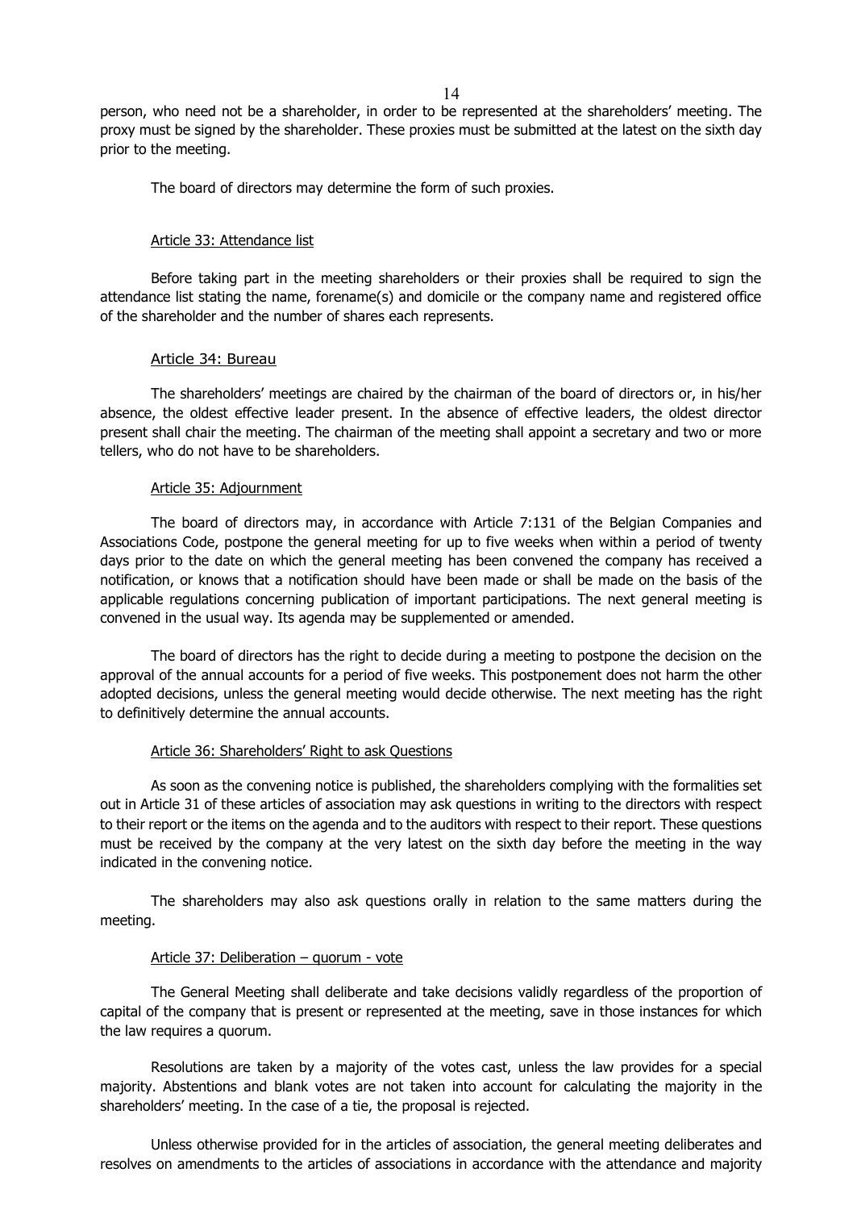person, who need not be a shareholder, in order to be represented at the shareholders' meeting. The proxy must be signed by the shareholder. These proxies must be submitted at the latest on the sixth day prior to the meeting.

The board of directors may determine the form of such proxies.

### Article 33: Attendance list

Before taking part in the meeting shareholders or their proxies shall be required to sign the attendance list stating the name, forename(s) and domicile or the company name and registered office of the shareholder and the number of shares each represents.

### Article 34: Bureau

The shareholders' meetings are chaired by the chairman of the board of directors or, in his/her absence, the oldest effective leader present. In the absence of effective leaders, the oldest director present shall chair the meeting. The chairman of the meeting shall appoint a secretary and two or more tellers, who do not have to be shareholders.

### Article 35: Adjournment

The board of directors may, in accordance with Article 7:131 of the Belgian Companies and Associations Code, postpone the general meeting for up to five weeks when within a period of twenty days prior to the date on which the general meeting has been convened the company has received a notification, or knows that a notification should have been made or shall be made on the basis of the applicable regulations concerning publication of important participations. The next general meeting is convened in the usual way. Its agenda may be supplemented or amended.

The board of directors has the right to decide during a meeting to postpone the decision on the approval of the annual accounts for a period of five weeks. This postponement does not harm the other adopted decisions, unless the general meeting would decide otherwise. The next meeting has the right to definitively determine the annual accounts.

### Article 36: Shareholders' Right to ask Questions

As soon as the convening notice is published, the shareholders complying with the formalities set out in Article 31 of these articles of association may ask questions in writing to the directors with respect to their report or the items on the agenda and to the auditors with respect to their report. These questions must be received by the company at the very latest on the sixth day before the meeting in the way indicated in the convening notice.

The shareholders may also ask questions orally in relation to the same matters during the meeting.

### Article 37: Deliberation – quorum - vote

The General Meeting shall deliberate and take decisions validly regardless of the proportion of capital of the company that is present or represented at the meeting, save in those instances for which the law requires a quorum.

Resolutions are taken by a majority of the votes cast, unless the law provides for a special majority. Abstentions and blank votes are not taken into account for calculating the majority in the shareholders' meeting. In the case of a tie, the proposal is rejected.

Unless otherwise provided for in the articles of association, the general meeting deliberates and resolves on amendments to the articles of associations in accordance with the attendance and majority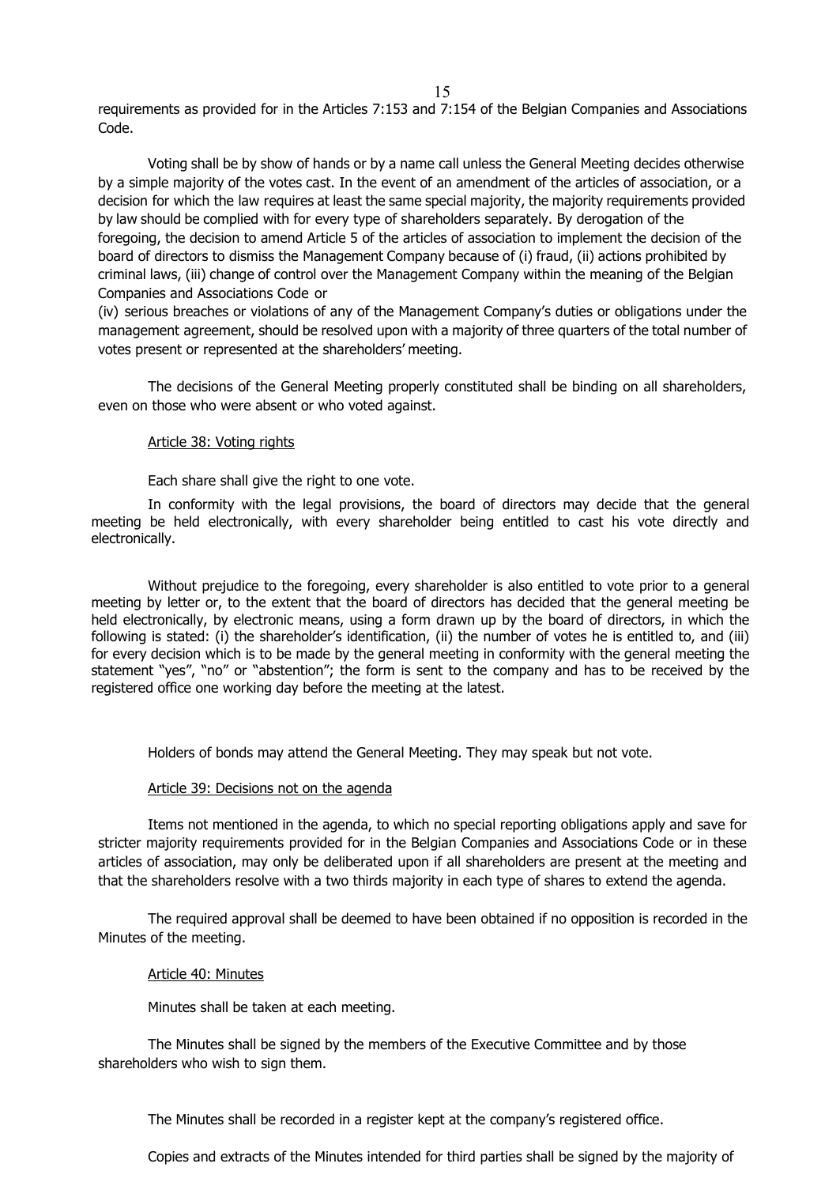requirements as provided for in the Articles 7:153 and 7:154 of the Belgian Companies and Associations Code.

Voting shall be by show of hands or by a name call unless the General Meeting decides otherwise by a simple majority of the votes cast. In the event of an amendment of the articles of association, or a decision for which the law requires at least the same special majority, the majority requirements provided by law should be complied with for every type of shareholders separately. By derogation of the foregoing, the decision to amend Article 5 of the articles of association to implement the decision of the board of directors to dismiss the Management Company because of (i) fraud, (ii) actions prohibited by criminal laws, (iii) change of control over the Management Company within the meaning of the Belgian Companies and Associations Code or
(iv) serious breaches or violations of any of the Management Company's duties or obligations under the management agreement, should be resolved upon with a majority of three quarters of the total number of votes present or represented at the shareholders' meeting.

The decisions of the General Meeting properly constituted shall be binding on all shareholders, even on those who were absent or who voted against.

Article 38: Voting rights

Each share shall give the right to one vote.

In conformity with the legal provisions, the board of directors may decide that the general meeting be held electronically, with every shareholder being entitled to cast his vote directly and electronically.

Without prejudice to the foregoing, every shareholder is also entitled to vote prior to a general meeting by letter or, to the extent that the board of directors has decided that the general meeting be held electronically, by electronic means, using a form drawn up by the board of directors, in which the following is stated: (i) the shareholder's identification, (ii) the number of votes he is entitled to, and (iii) for every decision which is to be made by the general meeting in conformity with the general meeting the statement "yes", "no" or "abstention"; the form is sent to the company and has to be received by the registered office one working day before the meeting at the latest.

Holders of bonds may attend the General Meeting. They may speak but not vote.

Article 39: Decisions not on the agenda

Items not mentioned in the agenda, to which no special reporting obligations apply and save for stricter majority requirements provided for in the Belgian Companies and Associations Code or in these articles of association, may only be deliberated upon if all shareholders are present at the meeting and that the shareholders resolve with a two thirds majority in each type of shares to extend the agenda.

The required approval shall be deemed to have been obtained if no opposition is recorded in the Minutes of the meeting.

Article 40: Minutes

Minutes shall be taken at each meeting.

The Minutes shall be signed by the members of the Executive Committee and by those shareholders who wish to sign them.

The Minutes shall be recorded in a register kept at the company's registered office.

Copies and extracts of the Minutes intended for third parties shall be signed by the majority of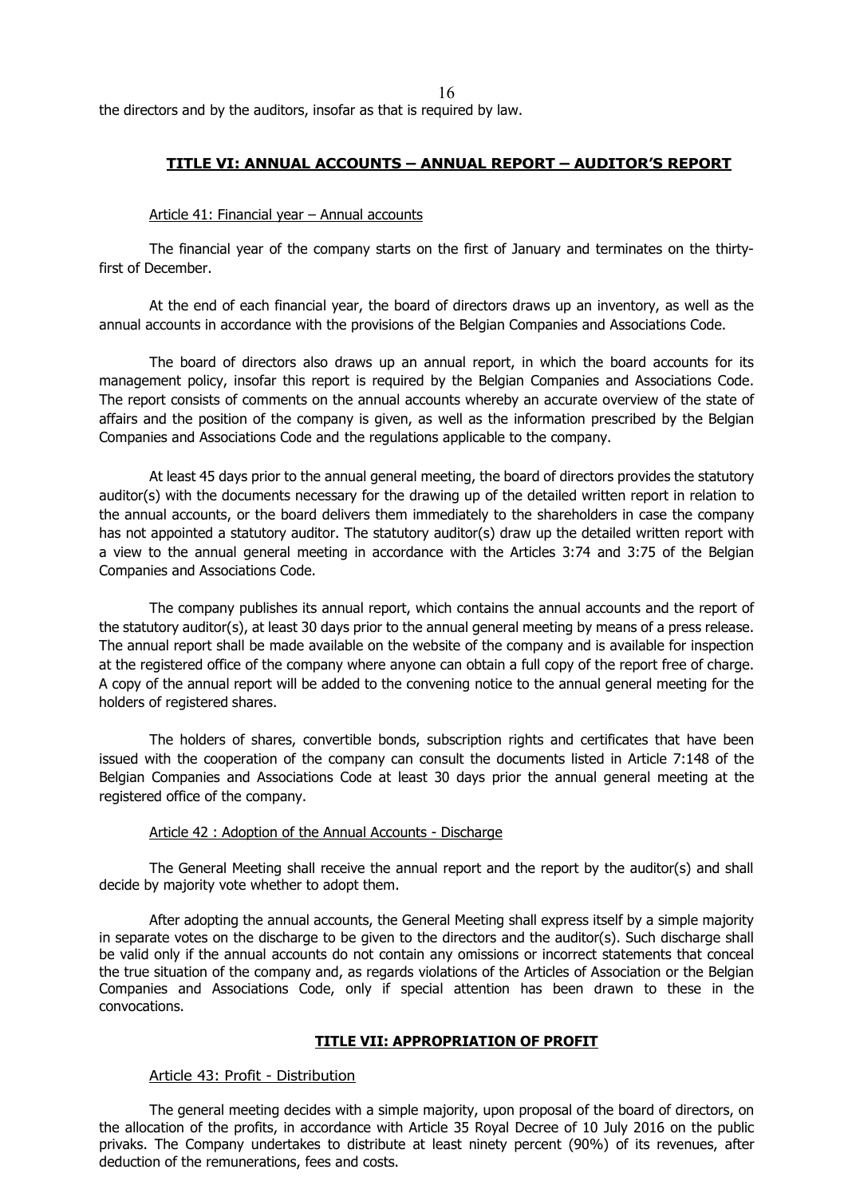the directors and by the auditors, insofar as that is required by law.

## TITLE VI: ANNUAL ACCOUNTS – ANNUAL REPORT – AUDITOR'S REPORT

### Article 41: Financial year – Annual accounts

The financial year of the company starts on the first of January and terminates on the thirty-first of December.

At the end of each financial year, the board of directors draws up an inventory, as well as the annual accounts in accordance with the provisions of the Belgian Companies and Associations Code.

The board of directors also draws up an annual report, in which the board accounts for its management policy, insofar this report is required by the Belgian Companies and Associations Code. The report consists of comments on the annual accounts whereby an accurate overview of the state of affairs and the position of the company is given, as well as the information prescribed by the Belgian Companies and Associations Code and the regulations applicable to the company.

At least 45 days prior to the annual general meeting, the board of directors provides the statutory auditor(s) with the documents necessary for the drawing up of the detailed written report in relation to the annual accounts, or the board delivers them immediately to the shareholders in case the company has not appointed a statutory auditor. The statutory auditor(s) draw up the detailed written report with a view to the annual general meeting in accordance with the Articles 3:74 and 3:75 of the Belgian Companies and Associations Code.

The company publishes its annual report, which contains the annual accounts and the report of the statutory auditor(s), at least 30 days prior to the annual general meeting by means of a press release. The annual report shall be made available on the website of the company and is available for inspection at the registered office of the company where anyone can obtain a full copy of the report free of charge. A copy of the annual report will be added to the convening notice to the annual general meeting for the holders of registered shares.

The holders of shares, convertible bonds, subscription rights and certificates that have been issued with the cooperation of the company can consult the documents listed in Article 7:148 of the Belgian Companies and Associations Code at least 30 days prior the annual general meeting at the registered office of the company.

### Article 42 : Adoption of the Annual Accounts - Discharge

The General Meeting shall receive the annual report and the report by the auditor(s) and shall decide by majority vote whether to adopt them.

After adopting the annual accounts, the General Meeting shall express itself by a simple majority in separate votes on the discharge to be given to the directors and the auditor(s). Such discharge shall be valid only if the annual accounts do not contain any omissions or incorrect statements that conceal the true situation of the company and, as regards violations of the Articles of Association or the Belgian Companies and Associations Code, only if special attention has been drawn to these in the convocations.

## TITLE VII: APPROPRIATION OF PROFIT

### Article 43: Profit - Distribution

The general meeting decides with a simple majority, upon proposal of the board of directors, on the allocation of the profits, in accordance with Article 35 Royal Decree of 10 July 2016 on the public privaks. The Company undertakes to distribute at least ninety percent (90%) of its revenues, after deduction of the remunerations, fees and costs.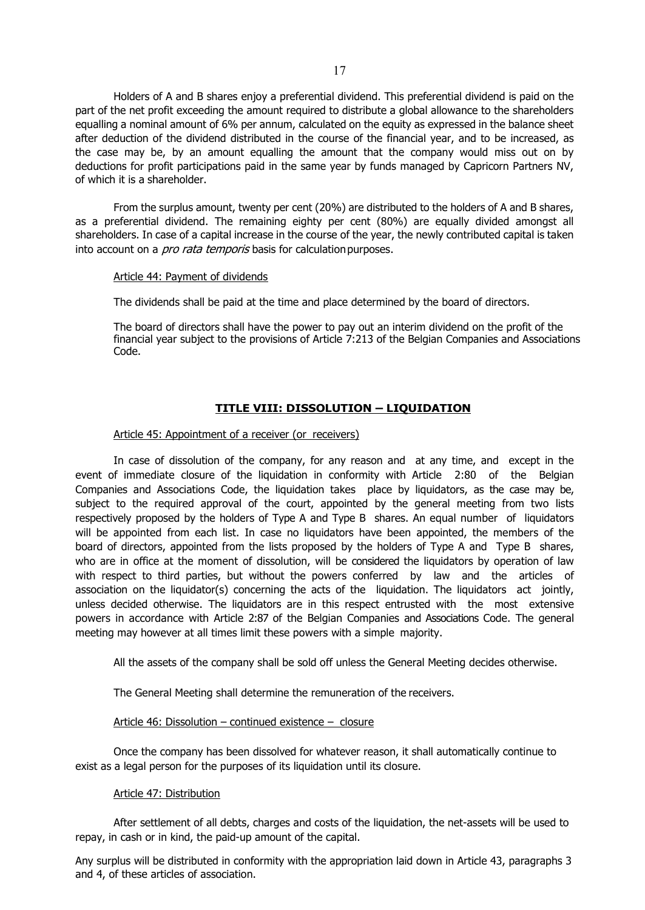Holders of A and B shares enjoy a preferential dividend. This preferential dividend is paid on the part of the net profit exceeding the amount required to distribute a global allowance to the shareholders equalling a nominal amount of 6% per annum, calculated on the equity as expressed in the balance sheet after deduction of the dividend distributed in the course of the financial year, and to be increased, as the case may be, by an amount equalling the amount that the company would miss out on by deductions for profit participations paid in the same year by funds managed by Capricorn Partners NV, of which it is a shareholder.

From the surplus amount, twenty per cent (20%) are distributed to the holders of A and B shares, as a preferential dividend. The remaining eighty per cent (80%) are equally divided amongst all shareholders. In case of a capital increase in the course of the year, the newly contributed capital is taken into account on a *pro rata temporis* basis for calculation purposes.

Article 44: Payment of dividends

The dividends shall be paid at the time and place determined by the board of directors.

The board of directors shall have the power to pay out an interim dividend on the profit of the financial year subject to the provisions of Article 7:213 of the Belgian Companies and Associations Code.

## TITLE VIII: DISSOLUTION – LIQUIDATION

Article 45: Appointment of a receiver (or receivers)

In case of dissolution of the company, for any reason and at any time, and except in the event of immediate closure of the liquidation in conformity with Article 2:80 of the Belgian Companies and Associations Code, the liquidation takes place by liquidators, as the case may be, subject to the required approval of the court, appointed by the general meeting from two lists respectively proposed by the holders of Type A and Type B shares. An equal number of liquidators will be appointed from each list. In case no liquidators have been appointed, the members of the board of directors, appointed from the lists proposed by the holders of Type A and Type B shares, who are in office at the moment of dissolution, will be considered the liquidators by operation of law with respect to third parties, but without the powers conferred by law and the articles of association on the liquidator(s) concerning the acts of the liquidation. The liquidators act jointly, unless decided otherwise. The liquidators are in this respect entrusted with the most extensive powers in accordance with Article 2:87 of the Belgian Companies and Associations Code. The general meeting may however at all times limit these powers with a simple majority.

All the assets of the company shall be sold off unless the General Meeting decides otherwise.

The General Meeting shall determine the remuneration of the receivers.

Article 46: Dissolution – continued existence – closure

Once the company has been dissolved for whatever reason, it shall automatically continue to exist as a legal person for the purposes of its liquidation until its closure.

Article 47: Distribution

After settlement of all debts, charges and costs of the liquidation, the net-assets will be used to repay, in cash or in kind, the paid-up amount of the capital.

Any surplus will be distributed in conformity with the appropriation laid down in Article 43, paragraphs 3 and 4, of these articles of association.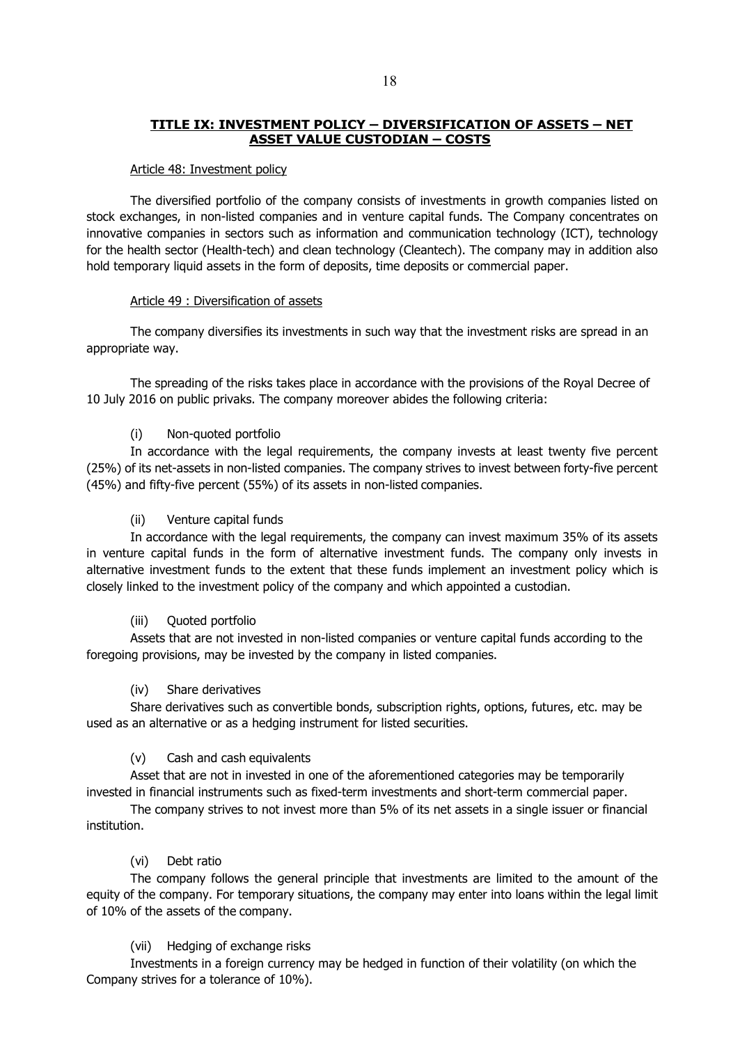## TITLE IX: INVESTMENT POLICY – DIVERSIFICATION OF ASSETS – NET ASSET VALUE CUSTODIAN – COSTS

### Article 48: Investment policy

The diversified portfolio of the company consists of investments in growth companies listed on stock exchanges, in non-listed companies and in venture capital funds. The Company concentrates on innovative companies in sectors such as information and communication technology (ICT), technology for the health sector (Health-tech) and clean technology (Cleantech). The company may in addition also hold temporary liquid assets in the form of deposits, time deposits or commercial paper.

### Article 49 : Diversification of assets

The company diversifies its investments in such way that the investment risks are spread in an appropriate way.

The spreading of the risks takes place in accordance with the provisions of the Royal Decree of 10 July 2016 on public privaks. The company moreover abides the following criteria:

(i) Non-quoted portfolio

In accordance with the legal requirements, the company invests at least twenty five percent (25%) of its net-assets in non-listed companies. The company strives to invest between forty-five percent (45%) and fifty-five percent (55%) of its assets in non-listed companies.

(ii) Venture capital funds

In accordance with the legal requirements, the company can invest maximum 35% of its assets in venture capital funds in the form of alternative investment funds. The company only invests in alternative investment funds to the extent that these funds implement an investment policy which is closely linked to the investment policy of the company and which appointed a custodian.

(iii) Quoted portfolio

Assets that are not invested in non-listed companies or venture capital funds according to the foregoing provisions, may be invested by the company in listed companies.

(iv) Share derivatives

Share derivatives such as convertible bonds, subscription rights, options, futures, etc. may be used as an alternative or as a hedging instrument for listed securities.

(v) Cash and cash equivalents

Asset that are not in invested in one of the aforementioned categories may be temporarily invested in financial instruments such as fixed-term investments and short-term commercial paper.

The company strives to not invest more than 5% of its net assets in a single issuer or financial institution.

(vi) Debt ratio

The company follows the general principle that investments are limited to the amount of the equity of the company. For temporary situations, the company may enter into loans within the legal limit of 10% of the assets of the company.

(vii) Hedging of exchange risks

Investments in a foreign currency may be hedged in function of their volatility (on which the Company strives for a tolerance of 10%).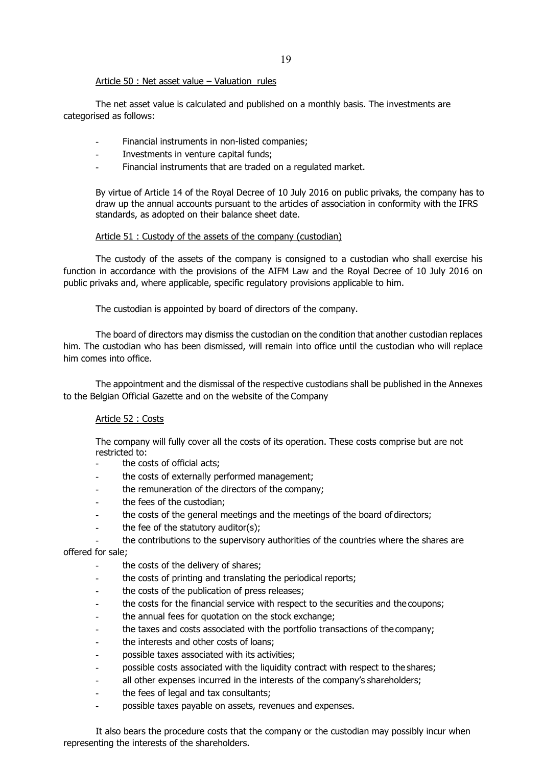Article 50 : Net asset value – Valuation rules

The net asset value is calculated and published on a monthly basis. The investments are categorised as follows:

- Financial instruments in non-listed companies;
- Investments in venture capital funds;
- Financial instruments that are traded on a regulated market.

By virtue of Article 14 of the Royal Decree of 10 July 2016 on public privaks, the company has to draw up the annual accounts pursuant to the articles of association in conformity with the IFRS standards, as adopted on their balance sheet date.

Article 51 : Custody of the assets of the company (custodian)

The custody of the assets of the company is consigned to a custodian who shall exercise his function in accordance with the provisions of the AIFM Law and the Royal Decree of 10 July 2016 on public privaks and, where applicable, specific regulatory provisions applicable to him.

The custodian is appointed by board of directors of the company.

The board of directors may dismiss the custodian on the condition that another custodian replaces him. The custodian who has been dismissed, will remain into office until the custodian who will replace him comes into office.

The appointment and the dismissal of the respective custodians shall be published in the Annexes to the Belgian Official Gazette and on the website of the Company

Article 52 : Costs

The company will fully cover all the costs of its operation. These costs comprise but are not restricted to:

- the costs of official acts;
- the costs of externally performed management;
- the remuneration of the directors of the company;
- the fees of the custodian;
- the costs of the general meetings and the meetings of the board of directors;
- the fee of the statutory auditor(s);
- the contributions to the supervisory authorities of the countries where the shares are offered for sale;
- the costs of the delivery of shares;
- the costs of printing and translating the periodical reports;
- the costs of the publication of press releases;
- the costs for the financial service with respect to the securities and the coupons;
- the annual fees for quotation on the stock exchange;
- the taxes and costs associated with the portfolio transactions of the company;
- the interests and other costs of loans;
- possible taxes associated with its activities;
- possible costs associated with the liquidity contract with respect to the shares;
- all other expenses incurred in the interests of the company's shareholders;
- the fees of legal and tax consultants;
- possible taxes payable on assets, revenues and expenses.

It also bears the procedure costs that the company or the custodian may possibly incur when representing the interests of the shareholders.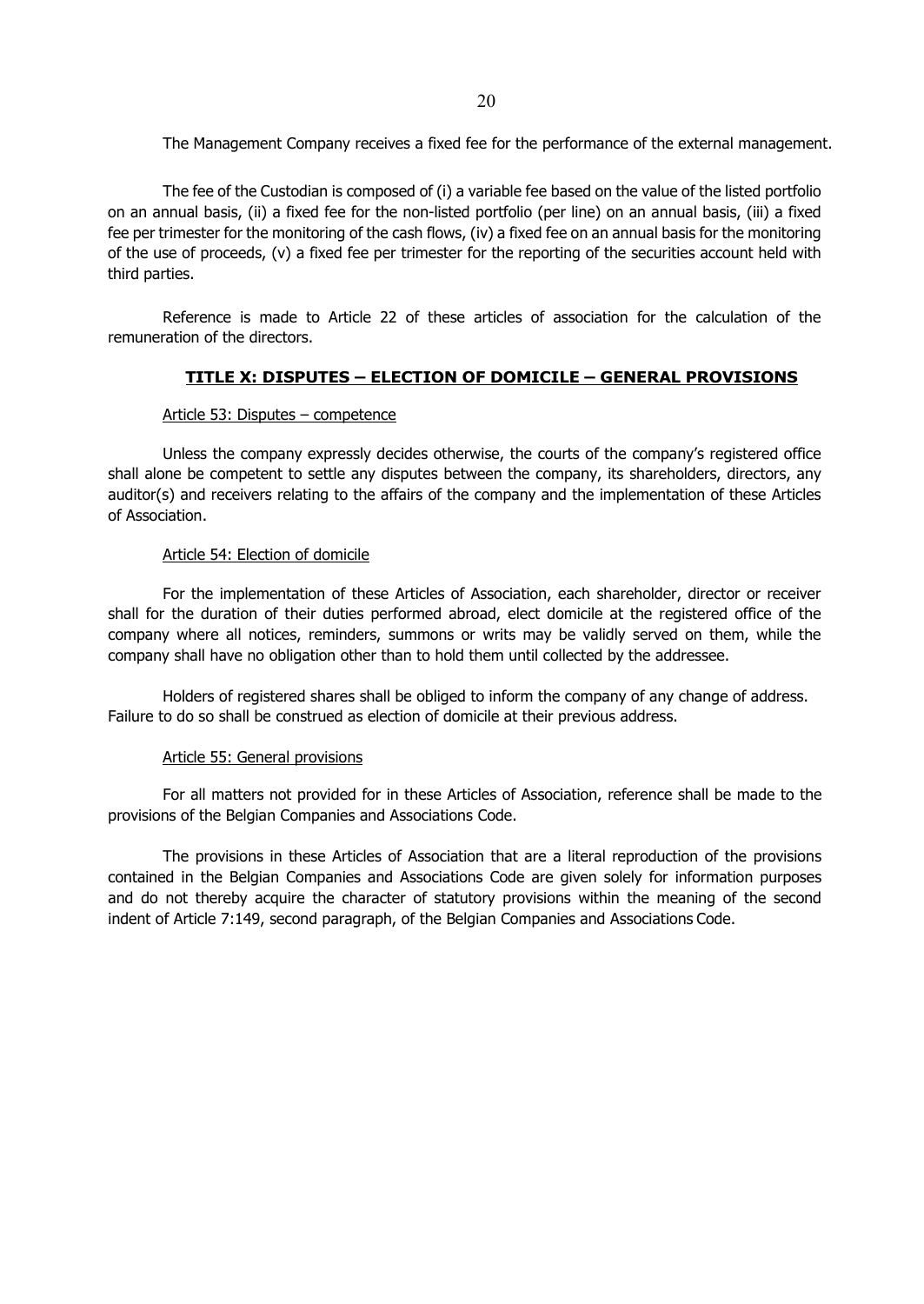The Management Company receives a fixed fee for the performance of the external management.

The fee of the Custodian is composed of (i) a variable fee based on the value of the listed portfolio on an annual basis, (ii) a fixed fee for the non-listed portfolio (per line) on an annual basis, (iii) a fixed fee per trimester for the monitoring of the cash flows, (iv) a fixed fee on an annual basis for the monitoring of the use of proceeds, (v) a fixed fee per trimester for the reporting of the securities account held with third parties.

Reference is made to Article 22 of these articles of association for the calculation of the remuneration of the directors.

## TITLE X: DISPUTES – ELECTION OF DOMICILE – GENERAL PROVISIONS

### Article 53: Disputes – competence

Unless the company expressly decides otherwise, the courts of the company's registered office shall alone be competent to settle any disputes between the company, its shareholders, directors, any auditor(s) and receivers relating to the affairs of the company and the implementation of these Articles of Association.

### Article 54: Election of domicile

For the implementation of these Articles of Association, each shareholder, director or receiver shall for the duration of their duties performed abroad, elect domicile at the registered office of the company where all notices, reminders, summons or writs may be validly served on them, while the company shall have no obligation other than to hold them until collected by the addressee.

Holders of registered shares shall be obliged to inform the company of any change of address. Failure to do so shall be construed as election of domicile at their previous address.

### Article 55: General provisions

For all matters not provided for in these Articles of Association, reference shall be made to the provisions of the Belgian Companies and Associations Code.

The provisions in these Articles of Association that are a literal reproduction of the provisions contained in the Belgian Companies and Associations Code are given solely for information purposes and do not thereby acquire the character of statutory provisions within the meaning of the second indent of Article 7:149, second paragraph, of the Belgian Companies and Associations Code.